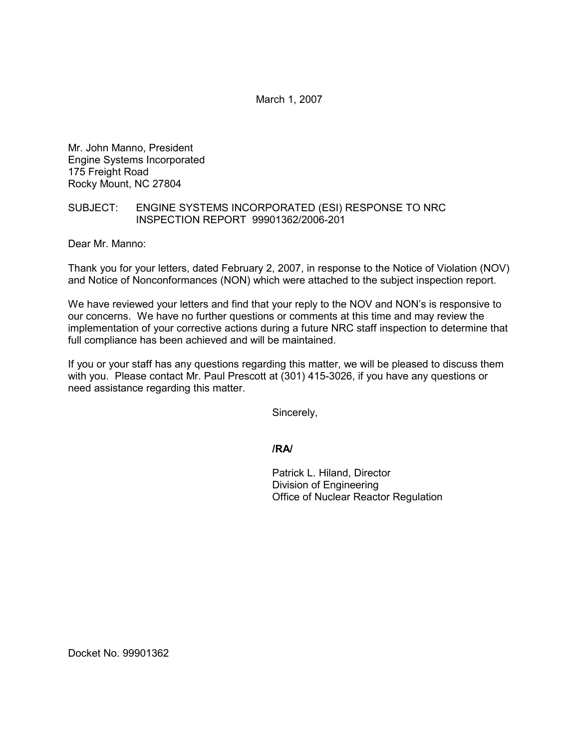March 1, 2007

Mr. John Manno, President
Engine Systems Incorporated
175 Freight Road
Rocky Mount, NC 27804

SUBJECT: ENGINE SYSTEMS INCORPORATED (ESI) RESPONSE TO NRC INSPECTION REPORT 99901362/2006-201

Dear Mr. Manno:

Thank you for your letters, dated February 2, 2007, in response to the Notice of Violation (NOV) and Notice of Nonconformances (NON) which were attached to the subject inspection report.

We have reviewed your letters and find that your reply to the NOV and NON's is responsive to our concerns. We have no further questions or comments at this time and may review the implementation of your corrective actions during a future NRC staff inspection to determine that full compliance has been achieved and will be maintained.

If you or your staff has any questions regarding this matter, we will be pleased to discuss them with you. Please contact Mr. Paul Prescott at (301) 415-3026, if you have any questions or need assistance regarding this matter.

Sincerely,

**/RA/**

Patrick L. Hiland, Director
Division of Engineering
Office of Nuclear Reactor Regulation

Docket No. 99901362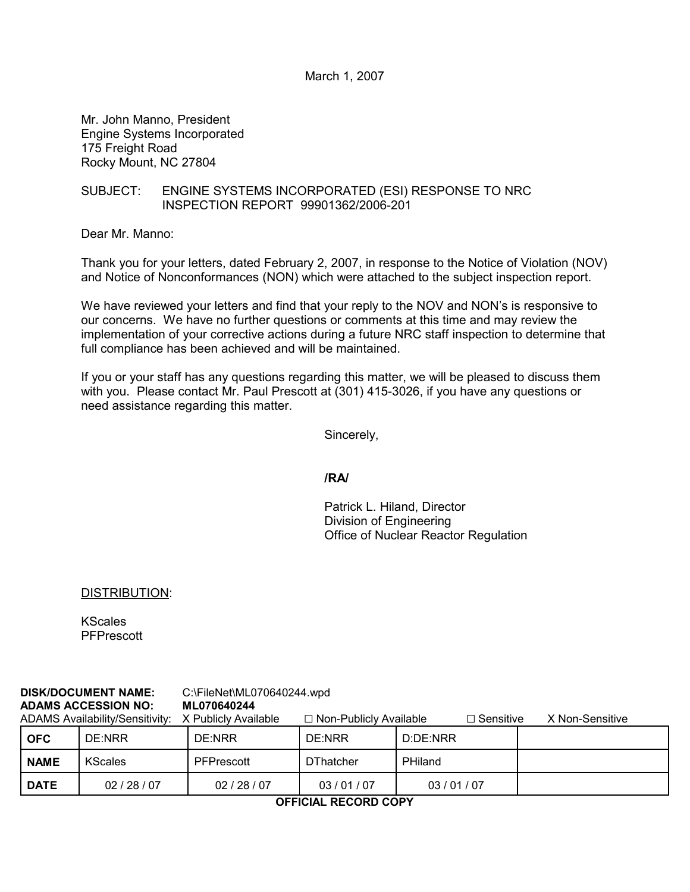March 1, 2007

Mr. John Manno, President
Engine Systems Incorporated
175 Freight Road
Rocky Mount, NC 27804

SUBJECT: ENGINE SYSTEMS INCORPORATED (ESI) RESPONSE TO NRC INSPECTION REPORT 99901362/2006-201

Dear Mr. Manno:

Thank you for your letters, dated February 2, 2007, in response to the Notice of Violation (NOV) and Notice of Nonconformances (NON) which were attached to the subject inspection report.

We have reviewed your letters and find that your reply to the NOV and NON's is responsive to our concerns. We have no further questions or comments at this time and may review the implementation of your corrective actions during a future NRC staff inspection to determine that full compliance has been achieved and will be maintained.

If you or your staff has any questions regarding this matter, we will be pleased to discuss them with you. Please contact Mr. Paul Prescott at (301) 415-3026, if you have any questions or need assistance regarding this matter.

Sincerely,

**/RA/**

Patrick L. Hiland, Director
Division of Engineering
Office of Nuclear Reactor Regulation

DISTRIBUTION:

KScales
PFPrescott

**DISK/DOCUMENT NAME:** C:\FileNet\ML070640244.wpd
**ADAMS ACCESSION NO:** **ML070640244**
ADAMS Availability/Sensitivity: X Publicly Available ☐ Non-Publicly Available ☐ Sensitive X Non-Sensitive

| **OFC** | DE:NRR | DE:NRR | DE:NRR | D:DE:NRR | |
|---|---|---|---|---|---|
| **NAME** | KScales | PFPrescott | DThatcher | PHiland | |
| **DATE** | 02 / 28 / 07 | 02 / 28 / 07 | 03 / 01 / 07 | 03 / 01 / 07 | |

**OFFICIAL RECORD COPY**